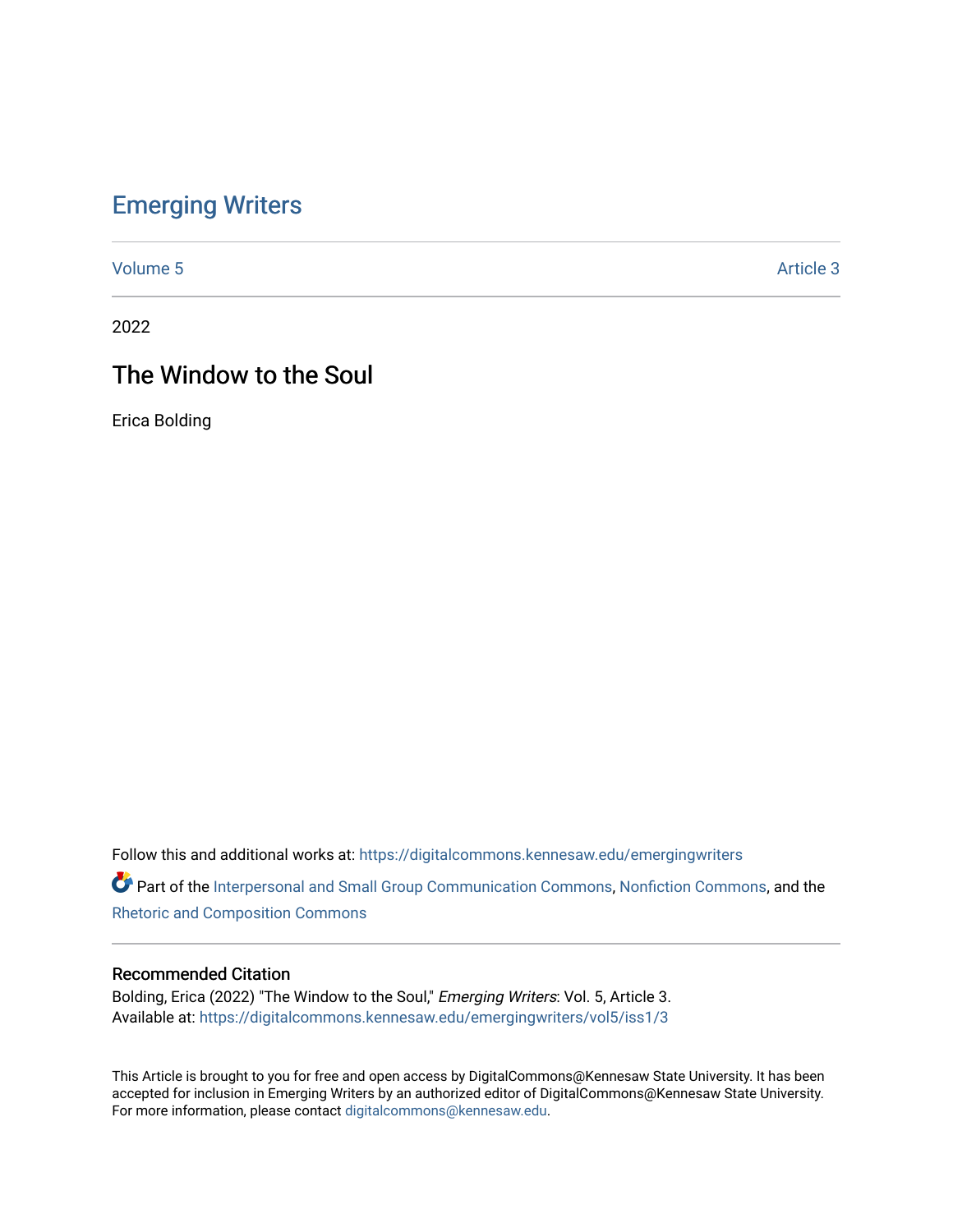# Emerging Writers

Volume 5 Article 3

2022

## The Window to the Soul

Erica Bolding

Follow this and additional works at: https://digitalcommons.kennesaw.edu/emergingwriters

Part of the Interpersonal and Small Group Communication Commons, Nonfiction Commons, and the Rhetoric and Composition Commons

### Recommended Citation

Bolding, Erica (2022) "The Window to the Soul," *Emerging Writers*: Vol. 5, Article 3.
Available at: https://digitalcommons.kennesaw.edu/emergingwriters/vol5/iss1/3

This Article is brought to you for free and open access by DigitalCommons@Kennesaw State University. It has been accepted for inclusion in Emerging Writers by an authorized editor of DigitalCommons@Kennesaw State University. For more information, please contact digitalcommons@kennesaw.edu.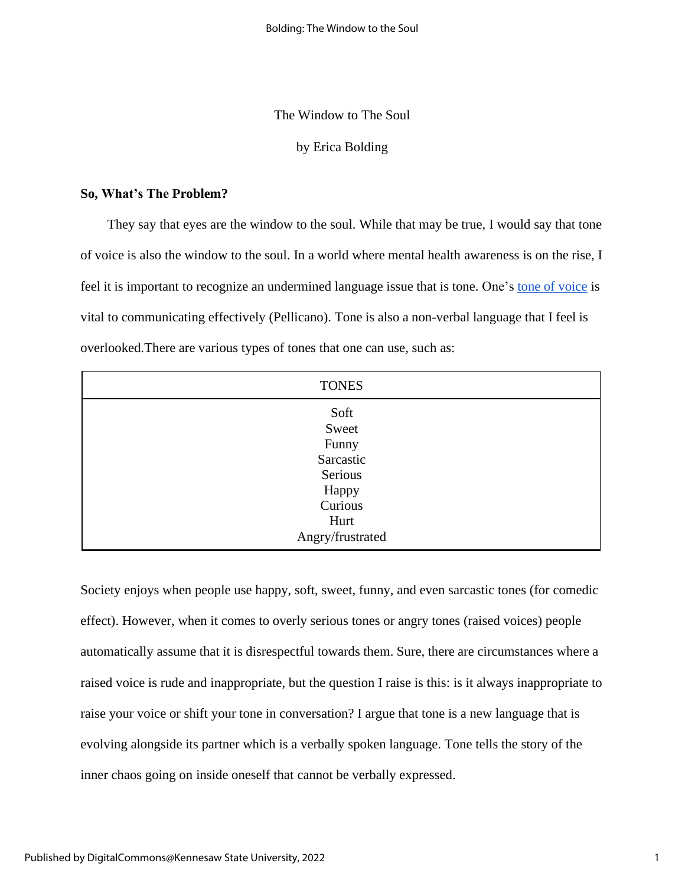The Window to The Soul

by Erica Bolding

## So, What's The Problem?

They say that eyes are the window to the soul. While that may be true, I would say that tone of voice is also the window to the soul. In a world where mental health awareness is on the rise, I feel it is important to recognize an undermined language issue that is tone. One's tone of voice is vital to communicating effectively (Pellicano). Tone is also a non-verbal language that I feel is overlooked.There are various types of tones that one can use, such as:

| TONES |
| --- |
| Soft<br>Sweet<br>Funny<br>Sarcastic<br>Serious<br>Happy<br>Curious<br>Hurt<br>Angry/frustrated |

Society enjoys when people use happy, soft, sweet, funny, and even sarcastic tones (for comedic effect). However, when it comes to overly serious tones or angry tones (raised voices) people automatically assume that it is disrespectful towards them. Sure, there are circumstances where a raised voice is rude and inappropriate, but the question I raise is this: is it always inappropriate to raise your voice or shift your tone in conversation? I argue that tone is a new language that is evolving alongside its partner which is a verbally spoken language. Tone tells the story of the inner chaos going on inside oneself that cannot be verbally expressed.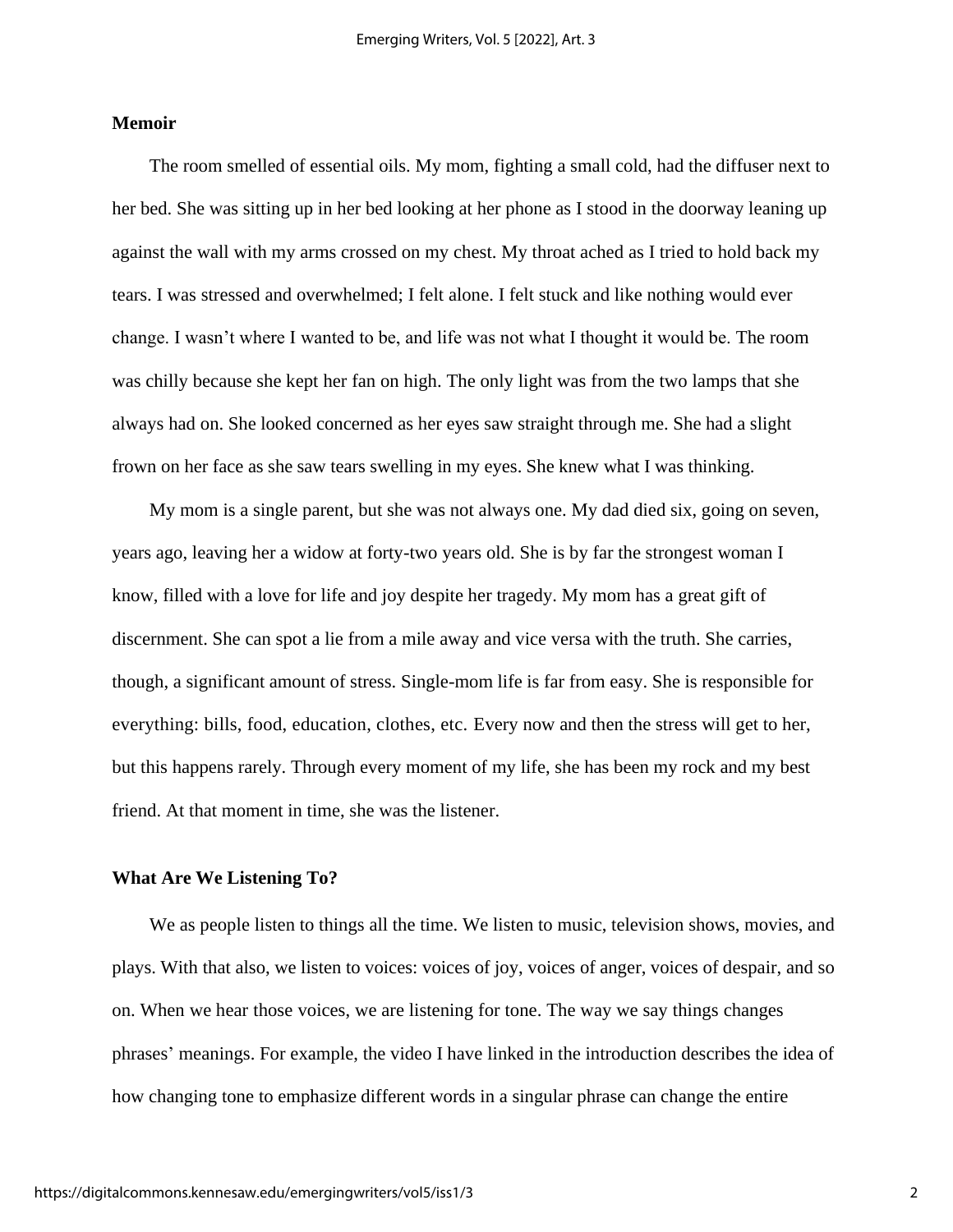## Memoir

The room smelled of essential oils. My mom, fighting a small cold, had the diffuser next to her bed. She was sitting up in her bed looking at her phone as I stood in the doorway leaning up against the wall with my arms crossed on my chest. My throat ached as I tried to hold back my tears. I was stressed and overwhelmed; I felt alone. I felt stuck and like nothing would ever change. I wasn't where I wanted to be, and life was not what I thought it would be. The room was chilly because she kept her fan on high. The only light was from the two lamps that she always had on. She looked concerned as her eyes saw straight through me. She had a slight frown on her face as she saw tears swelling in my eyes. She knew what I was thinking.

My mom is a single parent, but she was not always one. My dad died six, going on seven, years ago, leaving her a widow at forty-two years old. She is by far the strongest woman I know, filled with a love for life and joy despite her tragedy. My mom has a great gift of discernment. She can spot a lie from a mile away and vice versa with the truth. She carries, though, a significant amount of stress. Single-mom life is far from easy. She is responsible for everything: bills, food, education, clothes, etc. Every now and then the stress will get to her, but this happens rarely. Through every moment of my life, she has been my rock and my best friend. At that moment in time, she was the listener.

## What Are We Listening To?

We as people listen to things all the time. We listen to music, television shows, movies, and plays. With that also, we listen to voices: voices of joy, voices of anger, voices of despair, and so on. When we hear those voices, we are listening for tone. The way we say things changes phrases' meanings. For example, the video I have linked in the introduction describes the idea of how changing tone to emphasize different words in a singular phrase can change the entire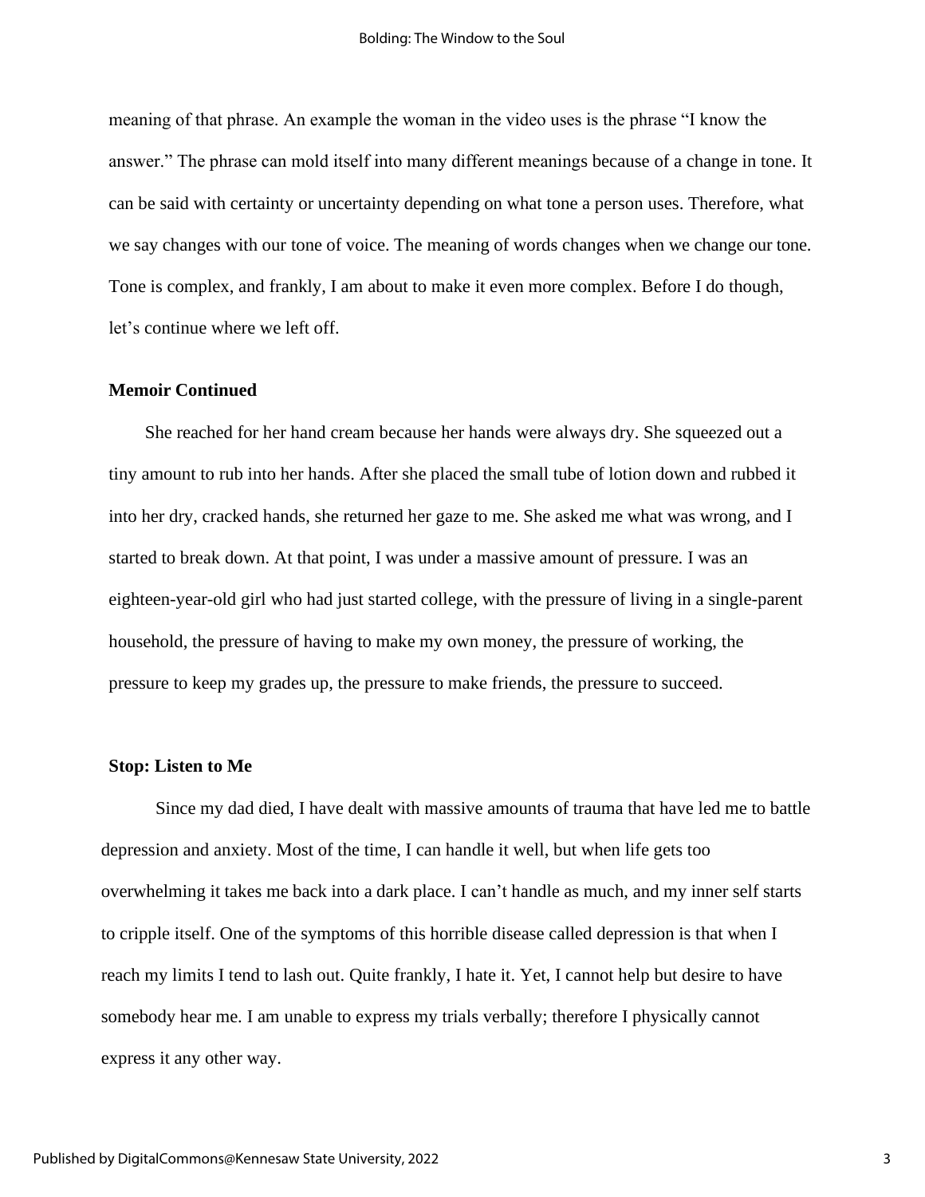meaning of that phrase. An example the woman in the video uses is the phrase “I know the answer.” The phrase can mold itself into many different meanings because of a change in tone. It can be said with certainty or uncertainty depending on what tone a person uses. Therefore, what we say changes with our tone of voice. The meaning of words changes when we change our tone. Tone is complex, and frankly, I am about to make it even more complex. Before I do though, let’s continue where we left off.

### Memoir Continued

She reached for her hand cream because her hands were always dry. She squeezed out a tiny amount to rub into her hands. After she placed the small tube of lotion down and rubbed it into her dry, cracked hands, she returned her gaze to me. She asked me what was wrong, and I started to break down. At that point, I was under a massive amount of pressure. I was an eighteen-year-old girl who had just started college, with the pressure of living in a single-parent household, the pressure of having to make my own money, the pressure of working, the pressure to keep my grades up, the pressure to make friends, the pressure to succeed.

### Stop: Listen to Me

Since my dad died, I have dealt with massive amounts of trauma that have led me to battle depression and anxiety. Most of the time, I can handle it well, but when life gets too overwhelming it takes me back into a dark place. I can’t handle as much, and my inner self starts to cripple itself. One of the symptoms of this horrible disease called depression is that when I reach my limits I tend to lash out. Quite frankly, I hate it. Yet, I cannot help but desire to have somebody hear me. I am unable to express my trials verbally; therefore I physically cannot express it any other way.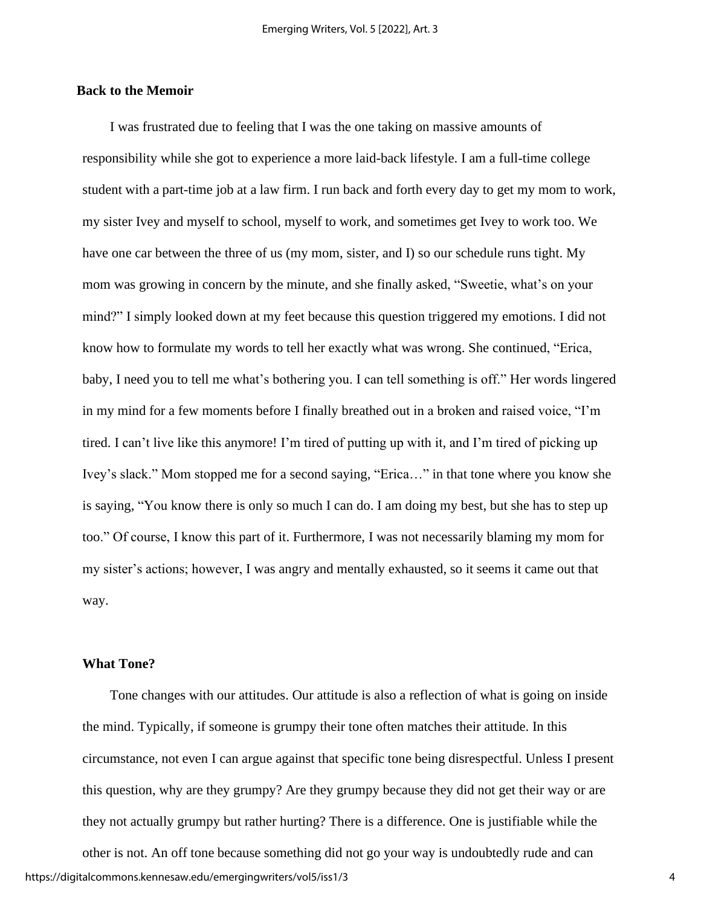**Back to the Memoir**

I was frustrated due to feeling that I was the one taking on massive amounts of responsibility while she got to experience a more laid-back lifestyle. I am a full-time college student with a part-time job at a law firm. I run back and forth every day to get my mom to work, my sister Ivey and myself to school, myself to work, and sometimes get Ivey to work too. We have one car between the three of us (my mom, sister, and I) so our schedule runs tight. My mom was growing in concern by the minute, and she finally asked, "Sweetie, what's on your mind?" I simply looked down at my feet because this question triggered my emotions. I did not know how to formulate my words to tell her exactly what was wrong. She continued, "Erica, baby, I need you to tell me what's bothering you. I can tell something is off." Her words lingered in my mind for a few moments before I finally breathed out in a broken and raised voice, "I'm tired. I can't live like this anymore! I'm tired of putting up with it, and I'm tired of picking up Ivey's slack." Mom stopped me for a second saying, "Erica…" in that tone where you know she is saying, "You know there is only so much I can do. I am doing my best, but she has to step up too." Of course, I know this part of it. Furthermore, I was not necessarily blaming my mom for my sister's actions; however, I was angry and mentally exhausted, so it seems it came out that way.

**What Tone?**

Tone changes with our attitudes. Our attitude is also a reflection of what is going on inside the mind. Typically, if someone is grumpy their tone often matches their attitude. In this circumstance, not even I can argue against that specific tone being disrespectful. Unless I present this question, why are they grumpy? Are they grumpy because they did not get their way or are they not actually grumpy but rather hurting? There is a difference. One is justifiable while the other is not. An off tone because something did not go your way is undoubtedly rude and can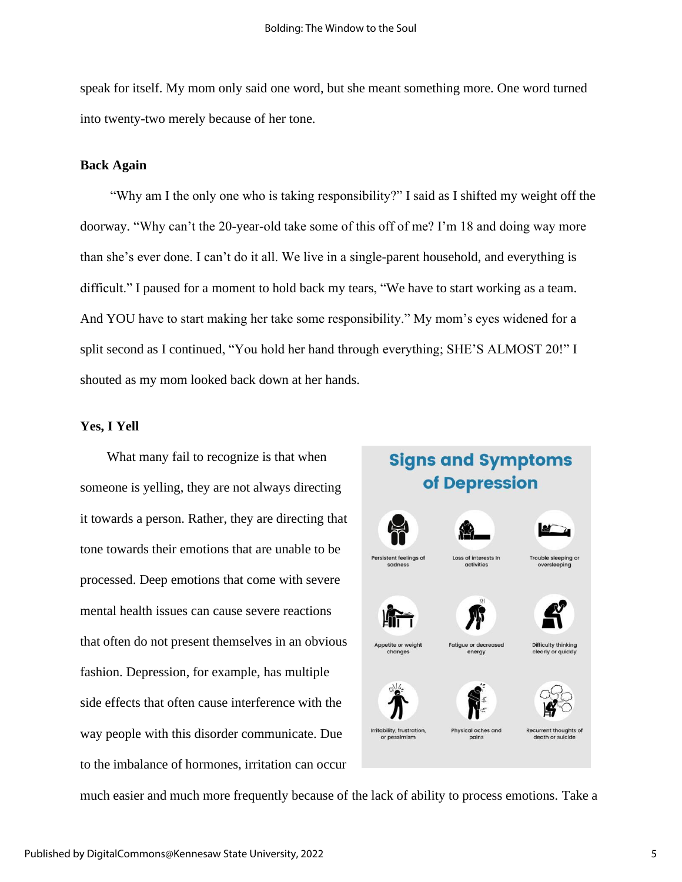speak for itself. My mom only said one word, but she meant something more. One word turned into twenty-two merely because of her tone.

### Back Again

"Why am I the only one who is taking responsibility?" I said as I shifted my weight off the doorway. "Why can't the 20-year-old take some of this off of me? I'm 18 and doing way more than she's ever done. I can't do it all. We live in a single-parent household, and everything is difficult." I paused for a moment to hold back my tears, "We have to start working as a team. And YOU have to start making her take some responsibility." My mom's eyes widened for a split second as I continued, "You hold her hand through everything; SHE'S ALMOST 20!" I shouted as my mom looked back down at her hands.

### Yes, I Yell

What many fail to recognize is that when someone is yelling, they are not always directing it towards a person. Rather, they are directing that tone towards their emotions that are unable to be processed. Deep emotions that come with severe mental health issues can cause severe reactions that often do not present themselves in an obvious fashion. Depression, for example, has multiple side effects that often cause interference with the way people with this disorder communicate. Due to the imbalance of hormones, irritation can occur much easier and much more frequently because of the lack of ability to process emotions. Take a

**Signs and Symptoms of Depression**

- Persistent feelings of sadness
- Loss of interests in activities
- Trouble sleeping or oversleeping
- Appetite or weight changes
- Fatigue or decreased energy
- Difficulty thinking clearly or quickly
- Irritability, frustration, or pessimism
- Physical aches and pains
- Recurrent thoughts of death or suicide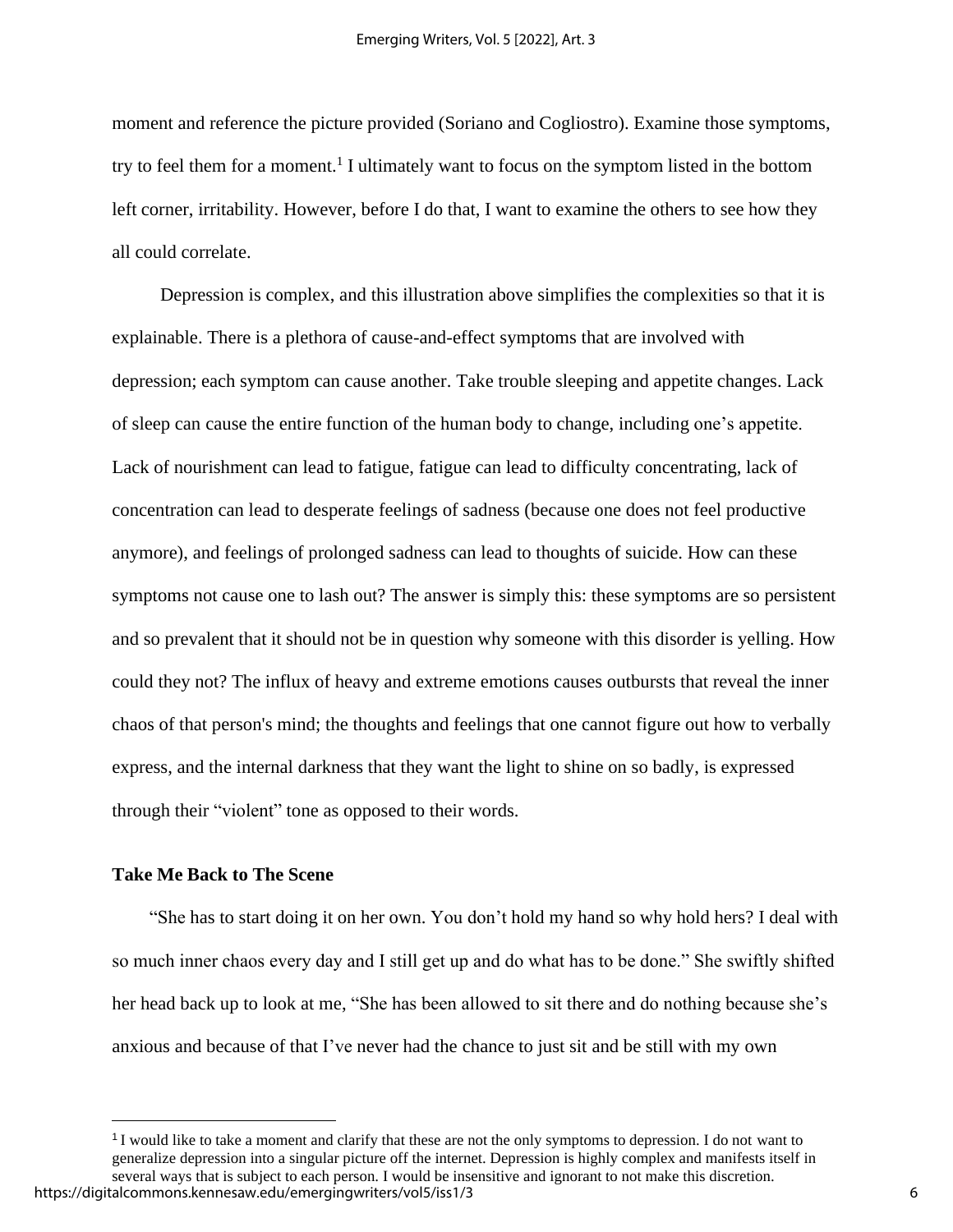moment and reference the picture provided (Soriano and Cogliostro). Examine those symptoms, try to feel them for a moment.[1] I ultimately want to focus on the symptom listed in the bottom left corner, irritability. However, before I do that, I want to examine the others to see how they all could correlate.

Depression is complex, and this illustration above simplifies the complexities so that it is explainable. There is a plethora of cause-and-effect symptoms that are involved with depression; each symptom can cause another. Take trouble sleeping and appetite changes. Lack of sleep can cause the entire function of the human body to change, including one's appetite. Lack of nourishment can lead to fatigue, fatigue can lead to difficulty concentrating, lack of concentration can lead to desperate feelings of sadness (because one does not feel productive anymore), and feelings of prolonged sadness can lead to thoughts of suicide. How can these symptoms not cause one to lash out? The answer is simply this: these symptoms are so persistent and so prevalent that it should not be in question why someone with this disorder is yelling. How could they not? The influx of heavy and extreme emotions causes outbursts that reveal the inner chaos of that person's mind; the thoughts and feelings that one cannot figure out how to verbally express, and the internal darkness that they want the light to shine on so badly, is expressed through their "violent" tone as opposed to their words.

### Take Me Back to The Scene

"She has to start doing it on her own. You don't hold my hand so why hold hers? I deal with so much inner chaos every day and I still get up and do what has to be done." She swiftly shifted her head back up to look at me, "She has been allowed to sit there and do nothing because she's anxious and because of that I've never had the chance to just sit and be still with my own

---

[1] I would like to take a moment and clarify that these are not the only symptoms to depression. I do not want to generalize depression into a singular picture off the internet. Depression is highly complex and manifests itself in several ways that is subject to each person. I would be insensitive and ignorant to not make this discretion.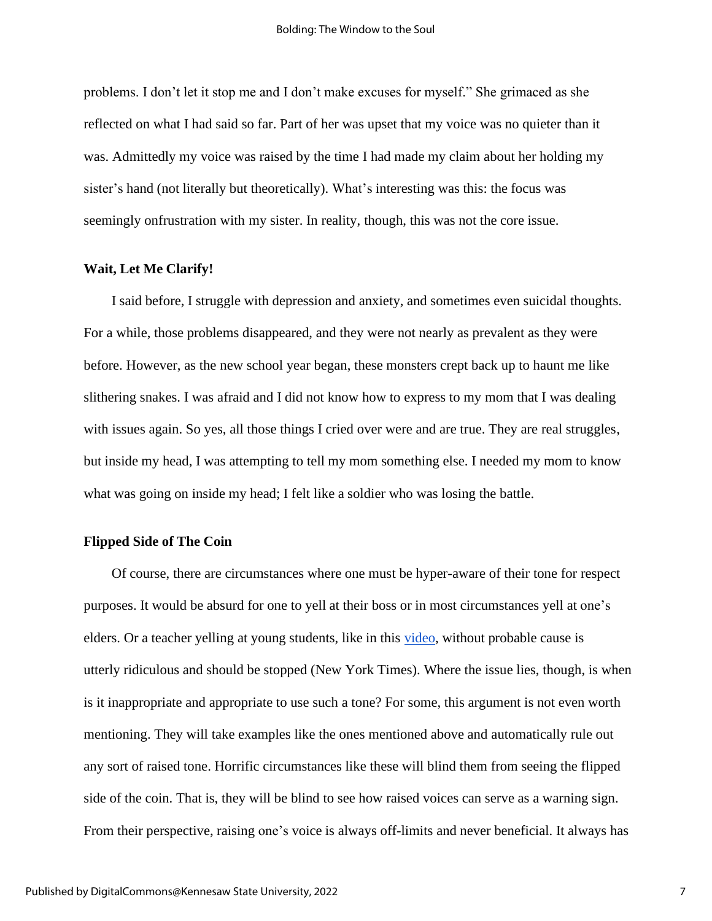problems. I don't let it stop me and I don't make excuses for myself." She grimaced as she reflected on what I had said so far. Part of her was upset that my voice was no quieter than it was. Admittedly my voice was raised by the time I had made my claim about her holding my sister's hand (not literally but theoretically). What's interesting was this: the focus was seemingly onfrustration with my sister. In reality, though, this was not the core issue.

**Wait, Let Me Clarify!**

I said before, I struggle with depression and anxiety, and sometimes even suicidal thoughts. For a while, those problems disappeared, and they were not nearly as prevalent as they were before. However, as the new school year began, these monsters crept back up to haunt me like slithering snakes. I was afraid and I did not know how to express to my mom that I was dealing with issues again. So yes, all those things I cried over were and are true. They are real struggles, but inside my head, I was attempting to tell my mom something else. I needed my mom to know what was going on inside my head; I felt like a soldier who was losing the battle.

**Flipped Side of The Coin**

Of course, there are circumstances where one must be hyper-aware of their tone for respect purposes. It would be absurd for one to yell at their boss or in most circumstances yell at one's elders. Or a teacher yelling at young students, like in this video, without probable cause is utterly ridiculous and should be stopped (New York Times). Where the issue lies, though, is when is it inappropriate and appropriate to use such a tone? For some, this argument is not even worth mentioning. They will take examples like the ones mentioned above and automatically rule out any sort of raised tone. Horrific circumstances like these will blind them from seeing the flipped side of the coin. That is, they will be blind to see how raised voices can serve as a warning sign. From their perspective, raising one's voice is always off-limits and never beneficial. It always has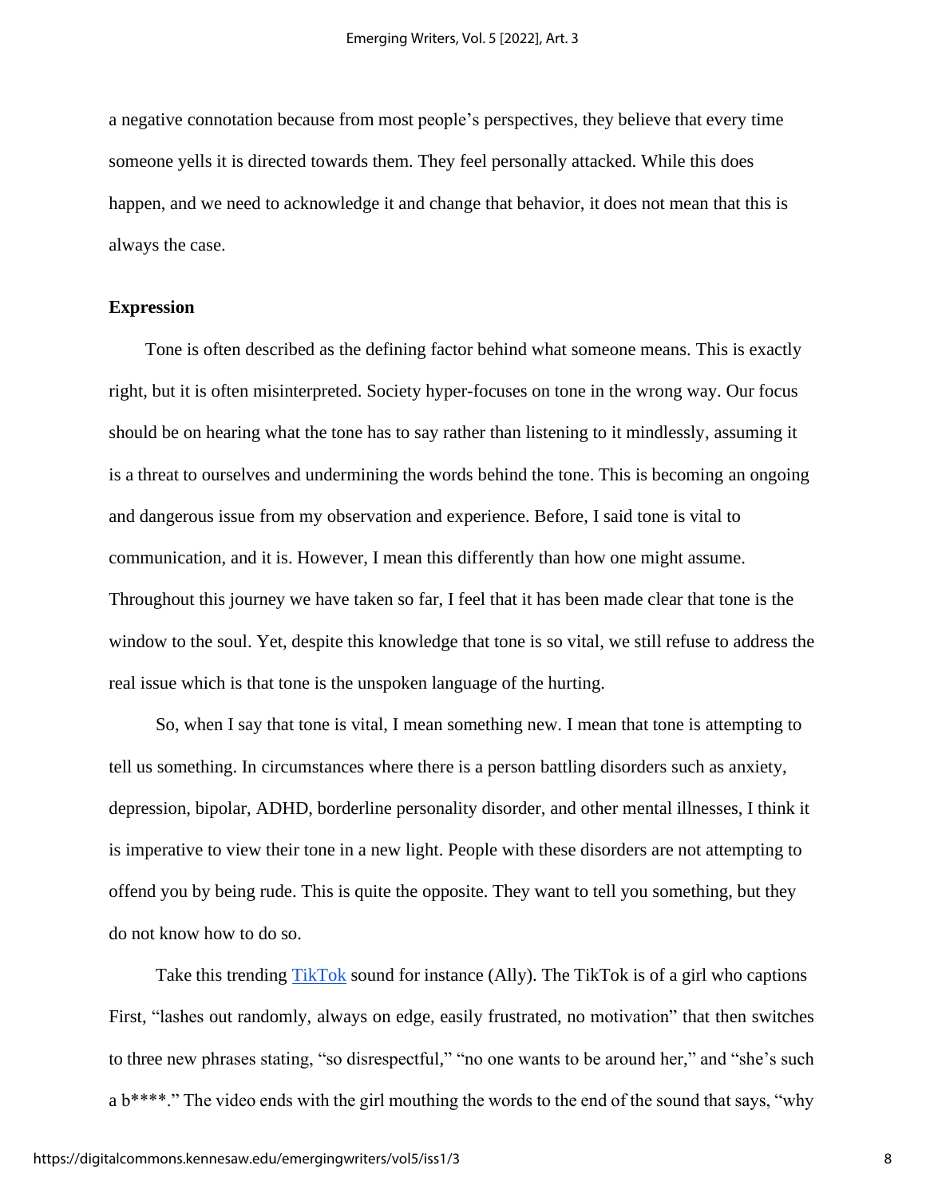a negative connotation because from most people's perspectives, they believe that every time someone yells it is directed towards them. They feel personally attacked. While this does happen, and we need to acknowledge it and change that behavior, it does not mean that this is always the case.

**Expression**

Tone is often described as the defining factor behind what someone means. This is exactly right, but it is often misinterpreted. Society hyper-focuses on tone in the wrong way. Our focus should be on hearing what the tone has to say rather than listening to it mindlessly, assuming it is a threat to ourselves and undermining the words behind the tone. This is becoming an ongoing and dangerous issue from my observation and experience. Before, I said tone is vital to communication, and it is. However, I mean this differently than how one might assume. Throughout this journey we have taken so far, I feel that it has been made clear that tone is the window to the soul. Yet, despite this knowledge that tone is so vital, we still refuse to address the real issue which is that tone is the unspoken language of the hurting.

So, when I say that tone is vital, I mean something new. I mean that tone is attempting to tell us something. In circumstances where there is a person battling disorders such as anxiety, depression, bipolar, ADHD, borderline personality disorder, and other mental illnesses, I think it is imperative to view their tone in a new light. People with these disorders are not attempting to offend you by being rude. This is quite the opposite. They want to tell you something, but they do not know how to do so.

Take this trending TikTok sound for instance (Ally). The TikTok is of a girl who captions First, "lashes out randomly, always on edge, easily frustrated, no motivation" that then switches to three new phrases stating, "so disrespectful," "no one wants to be around her," and "she's such a b****." The video ends with the girl mouthing the words to the end of the sound that says, "why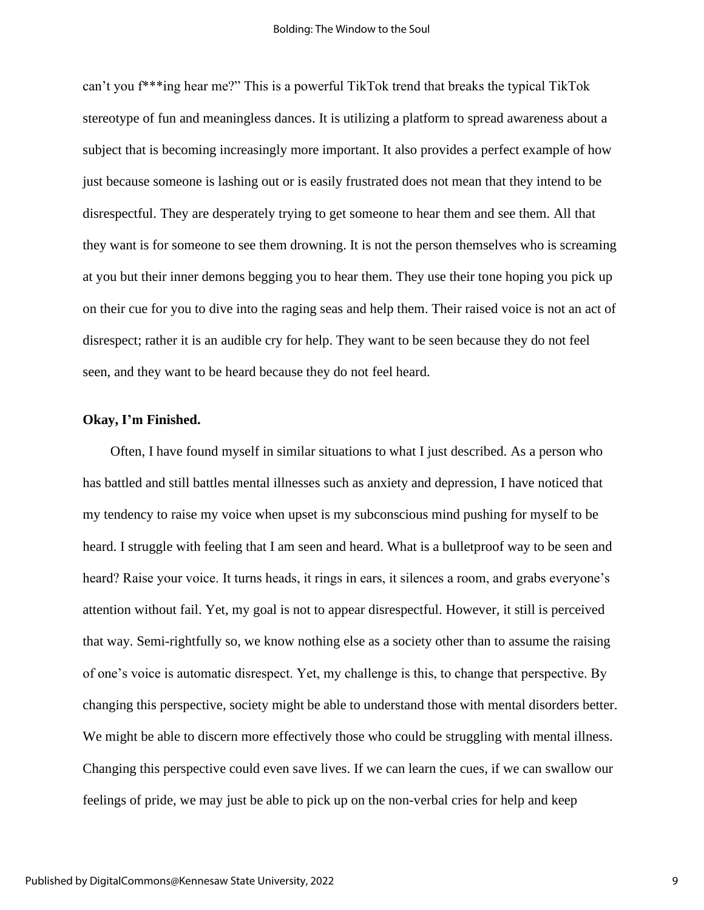can't you f***ing hear me?" This is a powerful TikTok trend that breaks the typical TikTok stereotype of fun and meaningless dances. It is utilizing a platform to spread awareness about a subject that is becoming increasingly more important. It also provides a perfect example of how just because someone is lashing out or is easily frustrated does not mean that they intend to be disrespectful. They are desperately trying to get someone to hear them and see them. All that they want is for someone to see them drowning. It is not the person themselves who is screaming at you but their inner demons begging you to hear them. They use their tone hoping you pick up on their cue for you to dive into the raging seas and help them. Their raised voice is not an act of disrespect; rather it is an audible cry for help. They want to be seen because they do not feel seen, and they want to be heard because they do not feel heard.

**Okay, I'm Finished.**

Often, I have found myself in similar situations to what I just described. As a person who has battled and still battles mental illnesses such as anxiety and depression, I have noticed that my tendency to raise my voice when upset is my subconscious mind pushing for myself to be heard. I struggle with feeling that I am seen and heard. What is a bulletproof way to be seen and heard? Raise your voice. It turns heads, it rings in ears, it silences a room, and grabs everyone's attention without fail. Yet, my goal is not to appear disrespectful. However, it still is perceived that way. Semi-rightfully so, we know nothing else as a society other than to assume the raising of one's voice is automatic disrespect. Yet, my challenge is this, to change that perspective. By changing this perspective, society might be able to understand those with mental disorders better. We might be able to discern more effectively those who could be struggling with mental illness. Changing this perspective could even save lives. If we can learn the cues, if we can swallow our feelings of pride, we may just be able to pick up on the non-verbal cries for help and keep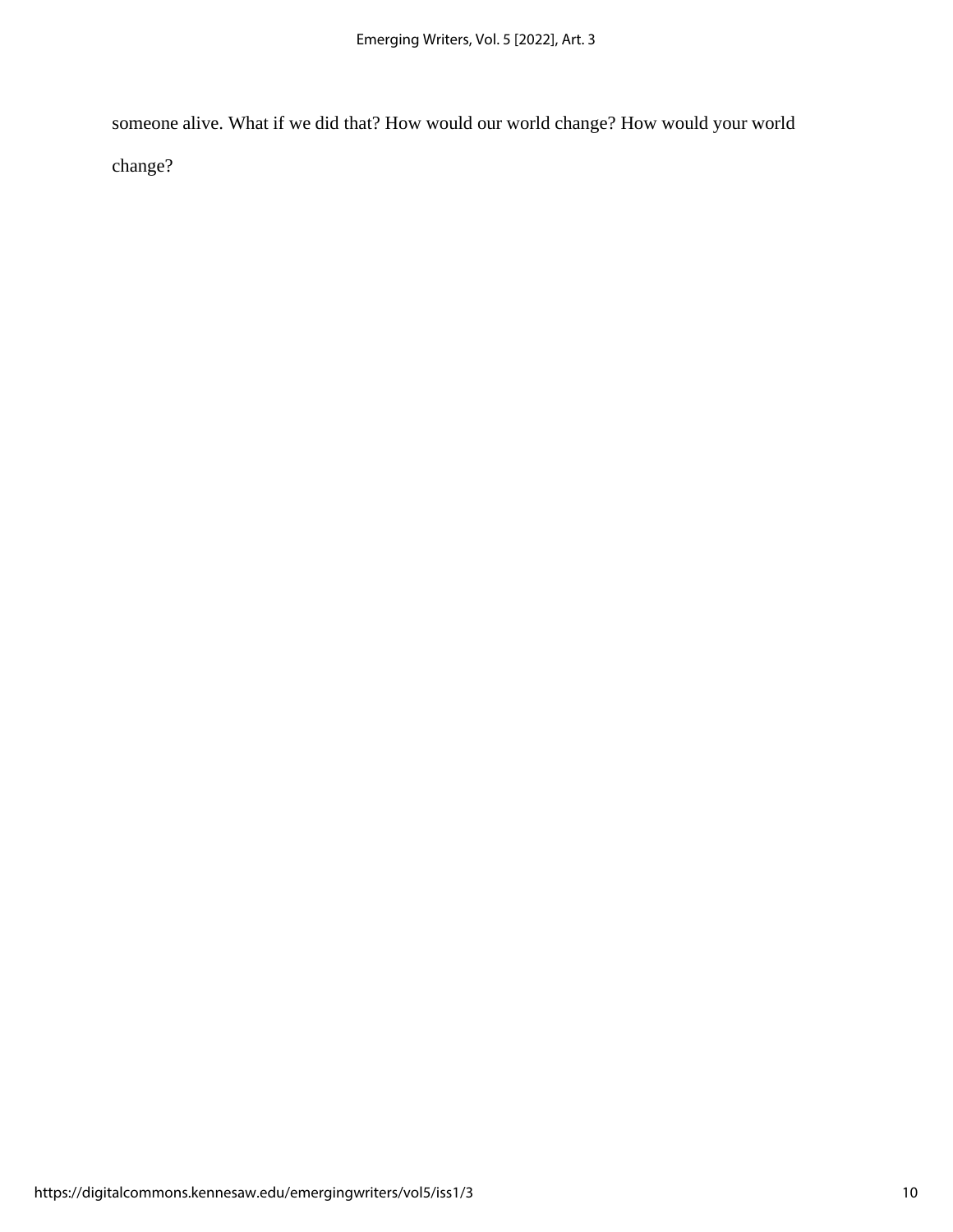someone alive. What if we did that? How would our world change? How would your world change?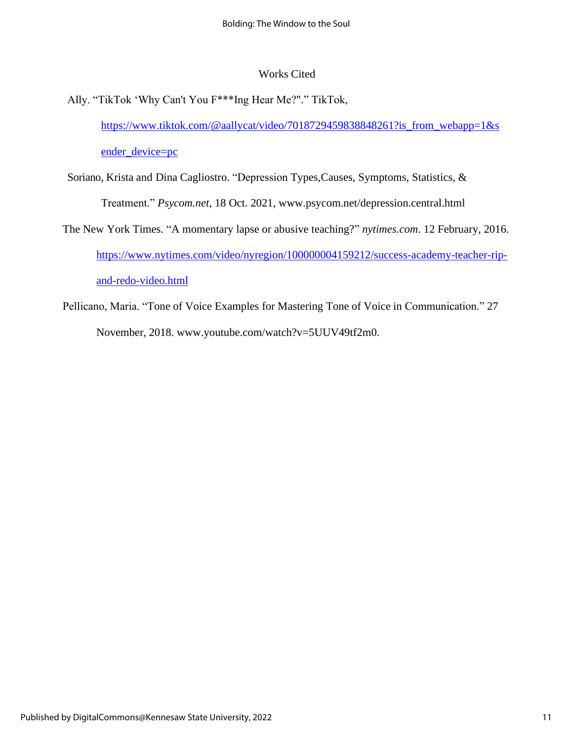# Works Cited

Ally. "TikTok 'Why Can't You F***Ing Hear Me?"." TikTok, https://www.tiktok.com/@aallycat/video/7018729459838848261?is_from_webapp=1&sender_device=pc

Soriano, Krista and Dina Cagliostro. "Depression Types,Causes, Symptoms, Statistics, & Treatment." *Psycom.net*, 18 Oct. 2021, www.psycom.net/depression.central.html

The New York Times. "A momentary lapse or abusive teaching?" *nytimes.com*. 12 February, 2016. https://www.nytimes.com/video/nyregion/100000004159212/success-academy-teacher-rip-and-redo-video.html

Pellicano, Maria. "Tone of Voice Examples for Mastering Tone of Voice in Communication." 27 November, 2018. www.youtube.com/watch?v=5UUV49tf2m0.